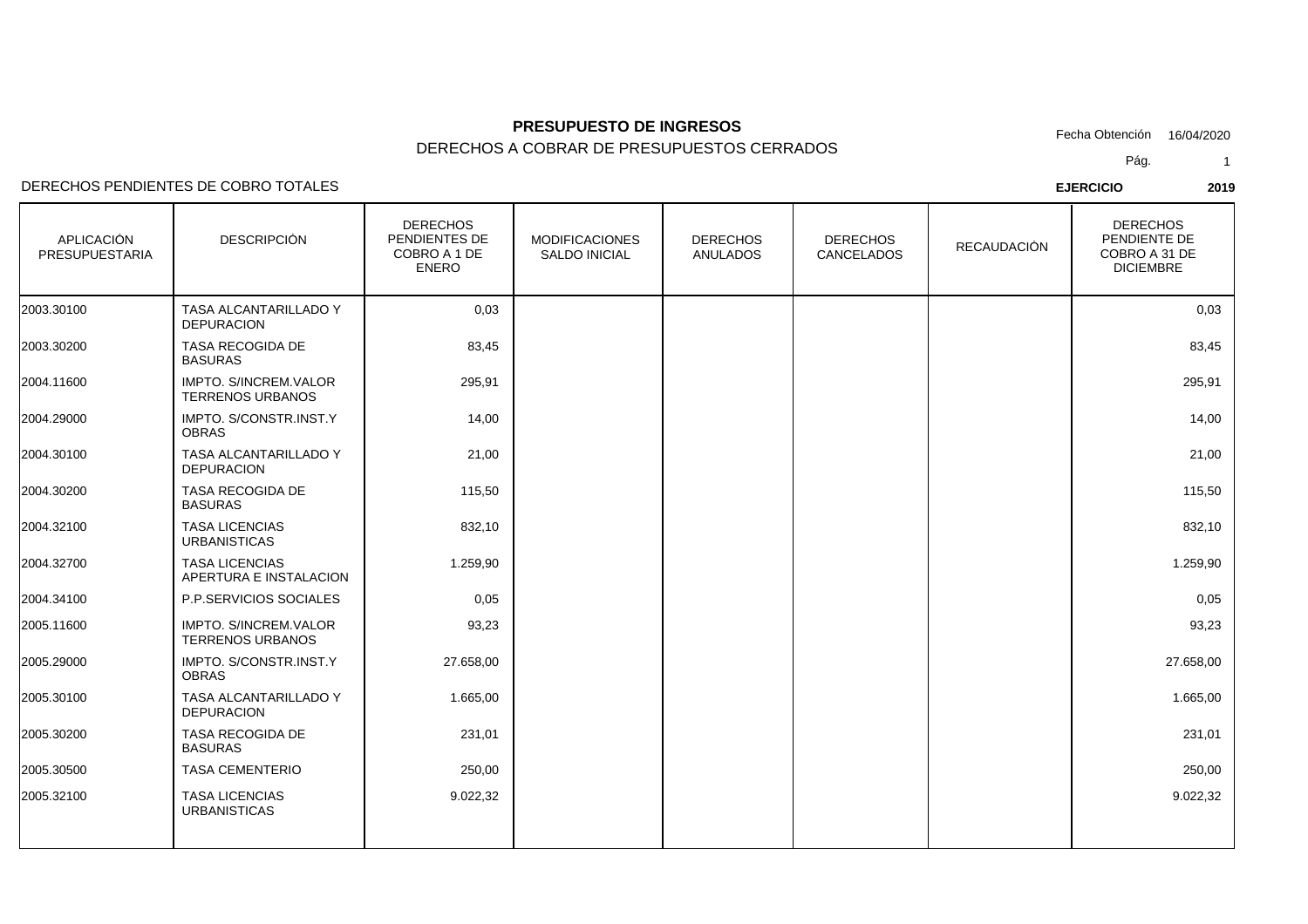# PRESUPUESTO DE INGRESOS

## DERECHOS A COBRAR DE PRESUPUESTOS CERRADOS

Fecha Obtención 16/04/2020

DERECHOS PENDIENTES DE COBRO TOTALES

**EJERCICIO** **2019**

| APLICACIÓN PRESUPUESTARIA | DESCRIPCIÓN | DERECHOS PENDIENTES DE COBRO A 1 DE ENERO | MODIFICACIONES SALDO INICIAL | DERECHOS ANULADOS | DERECHOS CANCELADOS | RECAUDACIÓN | DERECHOS PENDIENTE DE COBRO A 31 DE DICIEMBRE |
|---|---|---|---|---|---|---|---|
| 2003.30100 | TASA ALCANTARILLADO Y DEPURACION | 0,03 | | | | | 0,03 |
| 2003.30200 | TASA RECOGIDA DE BASURAS | 83,45 | | | | | 83,45 |
| 2004.11600 | IMPTO. S/INCREM.VALOR TERRENOS URBANOS | 295,91 | | | | | 295,91 |
| 2004.29000 | IMPTO. S/CONSTR.INST.Y OBRAS | 14,00 | | | | | 14,00 |
| 2004.30100 | TASA ALCANTARILLADO Y DEPURACION | 21,00 | | | | | 21,00 |
| 2004.30200 | TASA RECOGIDA DE BASURAS | 115,50 | | | | | 115,50 |
| 2004.32100 | TASA LICENCIAS URBANISTICAS | 832,10 | | | | | 832,10 |
| 2004.32700 | TASA LICENCIAS APERTURA E INSTALACION | 1.259,90 | | | | | 1.259,90 |
| 2004.34100 | P.P.SERVICIOS SOCIALES | 0,05 | | | | | 0,05 |
| 2005.11600 | IMPTO. S/INCREM.VALOR TERRENOS URBANOS | 93,23 | | | | | 93,23 |
| 2005.29000 | IMPTO. S/CONSTR.INST.Y OBRAS | 27.658,00 | | | | | 27.658,00 |
| 2005.30100 | TASA ALCANTARILLADO Y DEPURACION | 1.665,00 | | | | | 1.665,00 |
| 2005.30200 | TASA RECOGIDA DE BASURAS | 231,01 | | | | | 231,01 |
| 2005.30500 | TASA CEMENTERIO | 250,00 | | | | | 250,00 |
| 2005.32100 | TASA LICENCIAS URBANISTICAS | 9.022,32 | | | | | 9.022,32 |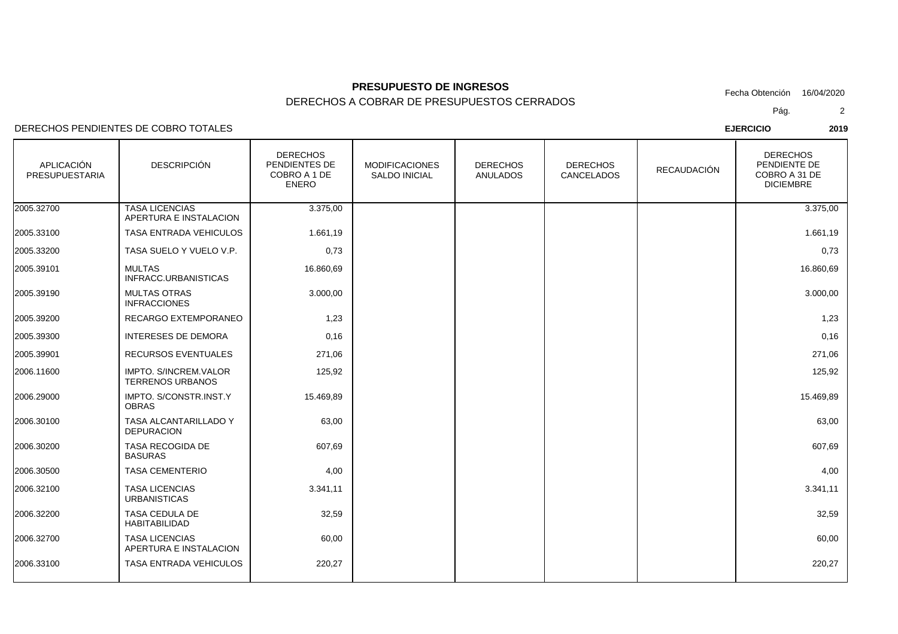**PRESUPUESTO DE INGRESOS**

DERECHOS A COBRAR DE PRESUPUESTOS CERRADOS

Fecha Obtención 16/04/2020

DERECHOS PENDIENTES DE COBRO TOTALES

**EJERCICIO 2019**

| APLICACIÓN PRESUPUESTARIA | DESCRIPCIÓN | DERECHOS PENDIENTES DE COBRO A 1 DE ENERO | MODIFICACIONES SALDO INICIAL | DERECHOS ANULADOS | DERECHOS CANCELADOS | RECAUDACIÓN | DERECHOS PENDIENTE DE COBRO A 31 DE DICIEMBRE |
|---|---|---|---|---|---|---|---|
| 2005.32700 | TASA LICENCIAS APERTURA E INSTALACION | 3.375,00 | | | | | 3.375,00 |
| 2005.33100 | TASA ENTRADA VEHICULOS | 1.661,19 | | | | | 1.661,19 |
| 2005.33200 | TASA SUELO Y VUELO V.P. | 0,73 | | | | | 0,73 |
| 2005.39101 | MULTAS INFRACC.URBANISTICAS | 16.860,69 | | | | | 16.860,69 |
| 2005.39190 | MULTAS OTRAS INFRACCIONES | 3.000,00 | | | | | 3.000,00 |
| 2005.39200 | RECARGO EXTEMPORANEO | 1,23 | | | | | 1,23 |
| 2005.39300 | INTERESES DE DEMORA | 0,16 | | | | | 0,16 |
| 2005.39901 | RECURSOS EVENTUALES | 271,06 | | | | | 271,06 |
| 2006.11600 | IMPTO. S/INCREM.VALOR TERRENOS URBANOS | 125,92 | | | | | 125,92 |
| 2006.29000 | IMPTO. S/CONSTR.INST.Y OBRAS | 15.469,89 | | | | | 15.469,89 |
| 2006.30100 | TASA ALCANTARILLADO Y DEPURACION | 63,00 | | | | | 63,00 |
| 2006.30200 | TASA RECOGIDA DE BASURAS | 607,69 | | | | | 607,69 |
| 2006.30500 | TASA CEMENTERIO | 4,00 | | | | | 4,00 |
| 2006.32100 | TASA LICENCIAS URBANISTICAS | 3.341,11 | | | | | 3.341,11 |
| 2006.32200 | TASA CEDULA DE HABITABILIDAD | 32,59 | | | | | 32,59 |
| 2006.32700 | TASA LICENCIAS APERTURA E INSTALACION | 60,00 | | | | | 60,00 |
| 2006.33100 | TASA ENTRADA VEHICULOS | 220,27 | | | | | 220,27 |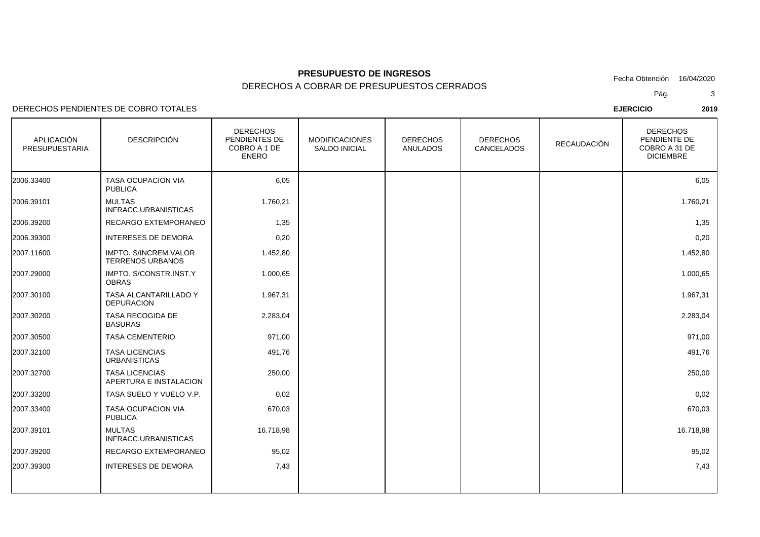# PRESUPUESTO DE INGRESOS

## DERECHOS A COBRAR DE PRESUPUESTOS CERRADOS

Fecha Obtención 16/04/2020

DERECHOS PENDIENTES DE COBRO TOTALES

**EJERCICIO** **2019**

| APLICACIÓN PRESUPUESTARIA | DESCRIPCIÓN | DERECHOS PENDIENTES DE COBRO A 1 DE ENERO | MODIFICACIONES SALDO INICIAL | DERECHOS ANULADOS | DERECHOS CANCELADOS | RECAUDACIÓN | DERECHOS PENDIENTE DE COBRO A 31 DE DICIEMBRE |
|---|---|---|---|---|---|---|---|
| 2006.33400 | TASA OCUPACION VIA PUBLICA | 6,05 | | | | | 6,05 |
| 2006.39101 | MULTAS INFRACC.URBANISTICAS | 1.760,21 | | | | | 1.760,21 |
| 2006.39200 | RECARGO EXTEMPORANEO | 1,35 | | | | | 1,35 |
| 2006.39300 | INTERESES DE DEMORA | 0,20 | | | | | 0,20 |
| 2007.11600 | IMPTO. S/INCREM.VALOR TERRENOS URBANOS | 1.452,80 | | | | | 1.452,80 |
| 2007.29000 | IMPTO. S/CONSTR.INST.Y OBRAS | 1.000,65 | | | | | 1.000,65 |
| 2007.30100 | TASA ALCANTARILLADO Y DEPURACION | 1.967,31 | | | | | 1.967,31 |
| 2007.30200 | TASA RECOGIDA DE BASURAS | 2.283,04 | | | | | 2.283,04 |
| 2007.30500 | TASA CEMENTERIO | 971,00 | | | | | 971,00 |
| 2007.32100 | TASA LICENCIAS URBANISTICAS | 491,76 | | | | | 491,76 |
| 2007.32700 | TASA LICENCIAS APERTURA E INSTALACION | 250,00 | | | | | 250,00 |
| 2007.33200 | TASA SUELO Y VUELO V.P. | 0,02 | | | | | 0,02 |
| 2007.33400 | TASA OCUPACION VIA PUBLICA | 670,03 | | | | | 670,03 |
| 2007.39101 | MULTAS INFRACC.URBANISTICAS | 16.718,98 | | | | | 16.718,98 |
| 2007.39200 | RECARGO EXTEMPORANEO | 95,02 | | | | | 95,02 |
| 2007.39300 | INTERESES DE DEMORA | 7,43 | | | | | 7,43 |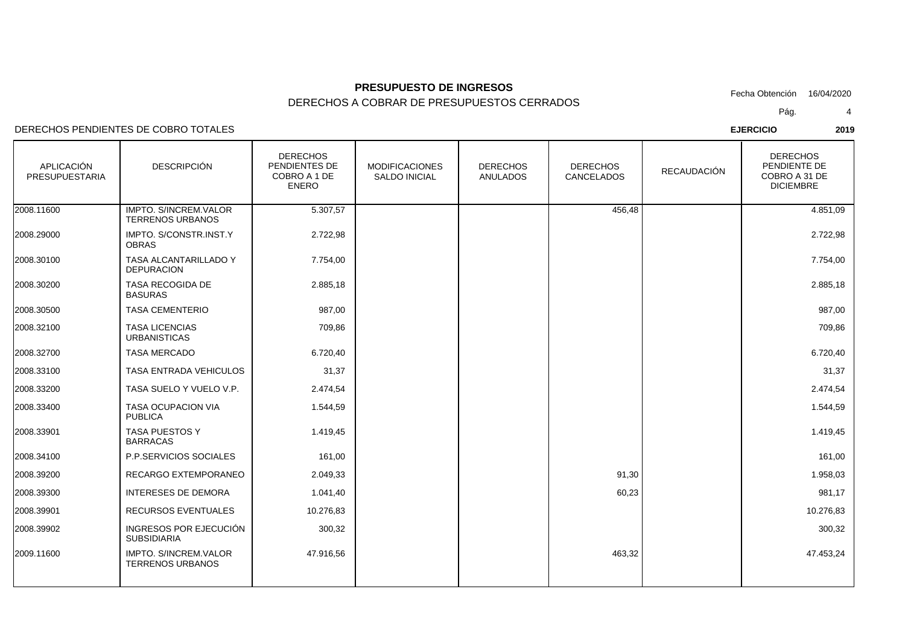# PRESUPUESTO DE INGRESOS

## DERECHOS A COBRAR DE PRESUPUESTOS CERRADOS

Fecha Obtención 16/04/2020

DERECHOS PENDIENTES DE COBRO TOTALES

**EJERCICIO** **2019**

| APLICACIÓN PRESUPUESTARIA | DESCRIPCIÓN | DERECHOS PENDIENTES DE COBRO A 1 DE ENERO | MODIFICACIONES SALDO INICIAL | DERECHOS ANULADOS | DERECHOS CANCELADOS | RECAUDACIÓN | DERECHOS PENDIENTE DE COBRO A 31 DE DICIEMBRE |
|---|---|---|---|---|---|---|---|
| 2008.11600 | IMPTO. S/INCREM.VALOR TERRENOS URBANOS | 5.307,57 | | | 456,48 | | 4.851,09 |
| 2008.29000 | IMPTO. S/CONSTR.INST.Y OBRAS | 2.722,98 | | | | | 2.722,98 |
| 2008.30100 | TASA ALCANTARILLADO Y DEPURACION | 7.754,00 | | | | | 7.754,00 |
| 2008.30200 | TASA RECOGIDA DE BASURAS | 2.885,18 | | | | | 2.885,18 |
| 2008.30500 | TASA CEMENTERIO | 987,00 | | | | | 987,00 |
| 2008.32100 | TASA LICENCIAS URBANISTICAS | 709,86 | | | | | 709,86 |
| 2008.32700 | TASA MERCADO | 6.720,40 | | | | | 6.720,40 |
| 2008.33100 | TASA ENTRADA VEHICULOS | 31,37 | | | | | 31,37 |
| 2008.33200 | TASA SUELO Y VUELO V.P. | 2.474,54 | | | | | 2.474,54 |
| 2008.33400 | TASA OCUPACION VIA PUBLICA | 1.544,59 | | | | | 1.544,59 |
| 2008.33901 | TASA PUESTOS Y BARRACAS | 1.419,45 | | | | | 1.419,45 |
| 2008.34100 | P.P.SERVICIOS SOCIALES | 161,00 | | | | | 161,00 |
| 2008.39200 | RECARGO EXTEMPORANEO | 2.049,33 | | | 91,30 | | 1.958,03 |
| 2008.39300 | INTERESES DE DEMORA | 1.041,40 | | | 60,23 | | 981,17 |
| 2008.39901 | RECURSOS EVENTUALES | 10.276,83 | | | | | 10.276,83 |
| 2008.39902 | INGRESOS POR EJECUCIÓN SUBSIDIARIA | 300,32 | | | | | 300,32 |
| 2009.11600 | IMPTO. S/INCREM.VALOR TERRENOS URBANOS | 47.916,56 | | | 463,32 | | 47.453,24 |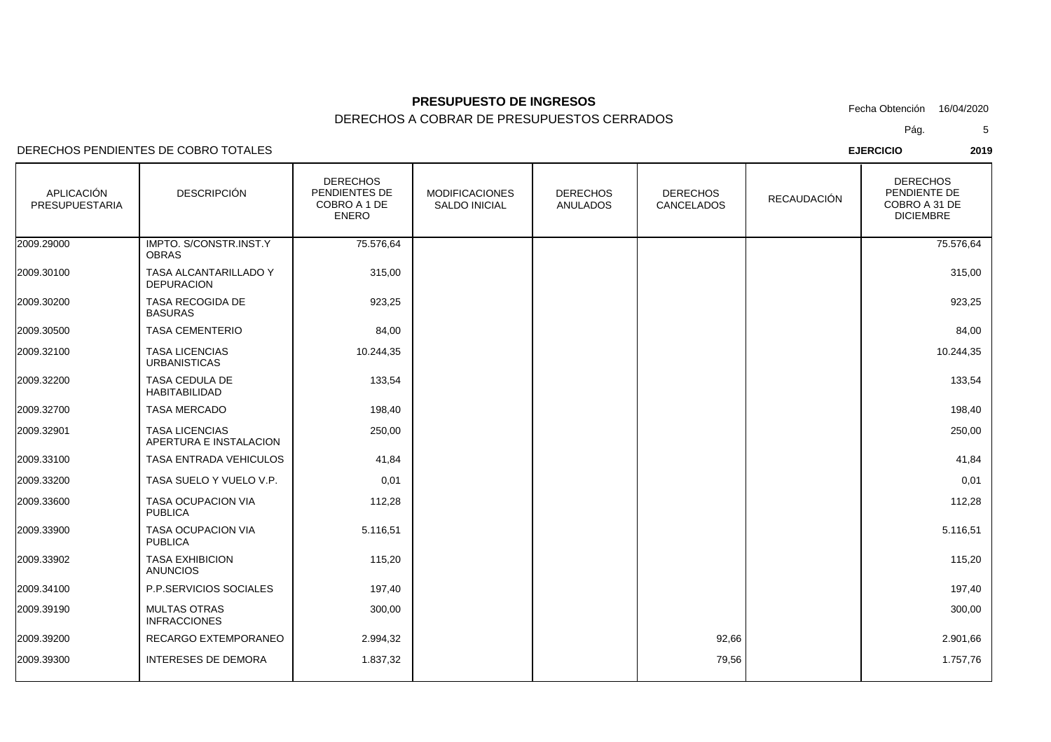**PRESUPUESTO DE INGRESOS**

DERECHOS A COBRAR DE PRESUPUESTOS CERRADOS

Fecha Obtención 16/04/2020

DERECHOS PENDIENTES DE COBRO TOTALES

**EJERCICIO** **2019**

| APLICACIÓN PRESUPUESTARIA | DESCRIPCIÓN | DERECHOS PENDIENTES DE COBRO A 1 DE ENERO | MODIFICACIONES SALDO INICIAL | DERECHOS ANULADOS | DERECHOS CANCELADOS | RECAUDACIÓN | DERECHOS PENDIENTE DE COBRO A 31 DE DICIEMBRE |
|---|---|---|---|---|---|---|---|
| 2009.29000 | IMPTO. S/CONSTR.INST.Y OBRAS | 75.576,64 | | | | | 75.576,64 |
| 2009.30100 | TASA ALCANTARILLADO Y DEPURACION | 315,00 | | | | | 315,00 |
| 2009.30200 | TASA RECOGIDA DE BASURAS | 923,25 | | | | | 923,25 |
| 2009.30500 | TASA CEMENTERIO | 84,00 | | | | | 84,00 |
| 2009.32100 | TASA LICENCIAS URBANISTICAS | 10.244,35 | | | | | 10.244,35 |
| 2009.32200 | TASA CEDULA DE HABITABILIDAD | 133,54 | | | | | 133,54 |
| 2009.32700 | TASA MERCADO | 198,40 | | | | | 198,40 |
| 2009.32901 | TASA LICENCIAS APERTURA E INSTALACION | 250,00 | | | | | 250,00 |
| 2009.33100 | TASA ENTRADA VEHICULOS | 41,84 | | | | | 41,84 |
| 2009.33200 | TASA SUELO Y VUELO V.P. | 0,01 | | | | | 0,01 |
| 2009.33600 | TASA OCUPACION VIA PUBLICA | 112,28 | | | | | 112,28 |
| 2009.33900 | TASA OCUPACION VIA PUBLICA | 5.116,51 | | | | | 5.116,51 |
| 2009.33902 | TASA EXHIBICION ANUNCIOS | 115,20 | | | | | 115,20 |
| 2009.34100 | P.P.SERVICIOS SOCIALES | 197,40 | | | | | 197,40 |
| 2009.39190 | MULTAS OTRAS INFRACCIONES | 300,00 | | | | | 300,00 |
| 2009.39200 | RECARGO EXTEMPORANEO | 2.994,32 | | | 92,66 | | 2.901,66 |
| 2009.39300 | INTERESES DE DEMORA | 1.837,32 | | | 79,56 | | 1.757,76 |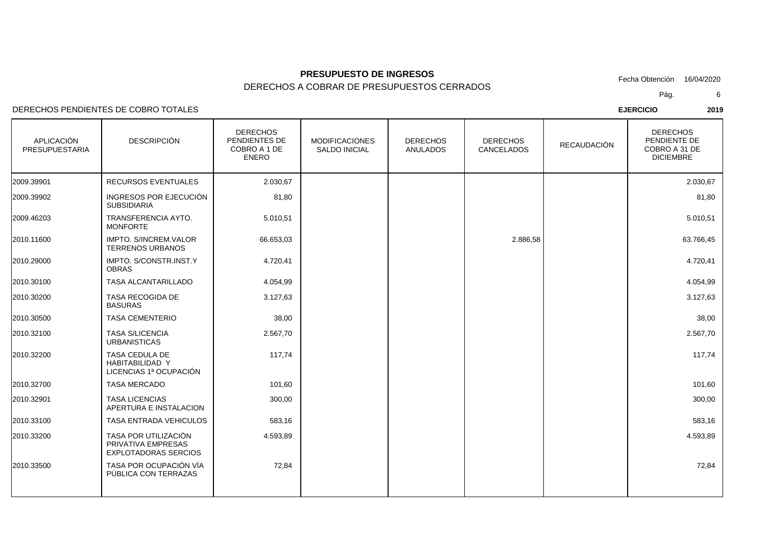**PRESUPUESTO DE INGRESOS**

DERECHOS A COBRAR DE PRESUPUESTOS CERRADOS

Fecha Obtención 16/04/2020

DERECHOS PENDIENTES DE COBRO TOTALES

**EJERCICIO** **2019**

| APLICACIÓN PRESUPUESTARIA | DESCRIPCIÓN | DERECHOS PENDIENTES DE COBRO A 1 DE ENERO | MODIFICACIONES SALDO INICIAL | DERECHOS ANULADOS | DERECHOS CANCELADOS | RECAUDACIÓN | DERECHOS PENDIENTE DE COBRO A 31 DE DICIEMBRE |
|---|---|---|---|---|---|---|---|
| 2009.39901 | RECURSOS EVENTUALES | 2.030,67 | | | | | 2.030,67 |
| 2009.39902 | INGRESOS POR EJECUCIÓN SUBSIDIARIA | 81,80 | | | | | 81,80 |
| 2009.46203 | TRANSFERENCIA AYTO. MONFORTE | 5.010,51 | | | | | 5.010,51 |
| 2010.11600 | IMPTO. S/INCREM.VALOR TERRENOS URBANOS | 66.653,03 | | | 2.886,58 | | 63.766,45 |
| 2010.29000 | IMPTO. S/CONSTR.INST.Y OBRAS | 4.720,41 | | | | | 4.720,41 |
| 2010.30100 | TASA ALCANTARILLADO | 4.054,99 | | | | | 4.054,99 |
| 2010.30200 | TASA RECOGIDA DE BASURAS | 3.127,63 | | | | | 3.127,63 |
| 2010.30500 | TASA CEMENTERIO | 38,00 | | | | | 38,00 |
| 2010.32100 | TASA S/LICENCIA URBANISTICAS | 2.567,70 | | | | | 2.567,70 |
| 2010.32200 | TASA CEDULA DE HABITABILIDAD Y LICENCIAS 1ª OCUPACIÓN | 117,74 | | | | | 117,74 |
| 2010.32700 | TASA MERCADO | 101,60 | | | | | 101,60 |
| 2010.32901 | TASA LICENCIAS APERTURA E INSTALACION | 300,00 | | | | | 300,00 |
| 2010.33100 | TASA ENTRADA VEHICULOS | 583,16 | | | | | 583,16 |
| 2010.33200 | TASA POR UTILIZACIÓN PRIVATIVA EMPRESAS EXPLOTADORAS SERCIOS | 4.593,89 | | | | | 4.593,89 |
| 2010.33500 | TASA POR OCUPACIÓN VÍA PÚBLICA CON TERRAZAS | 72,84 | | | | | 72,84 |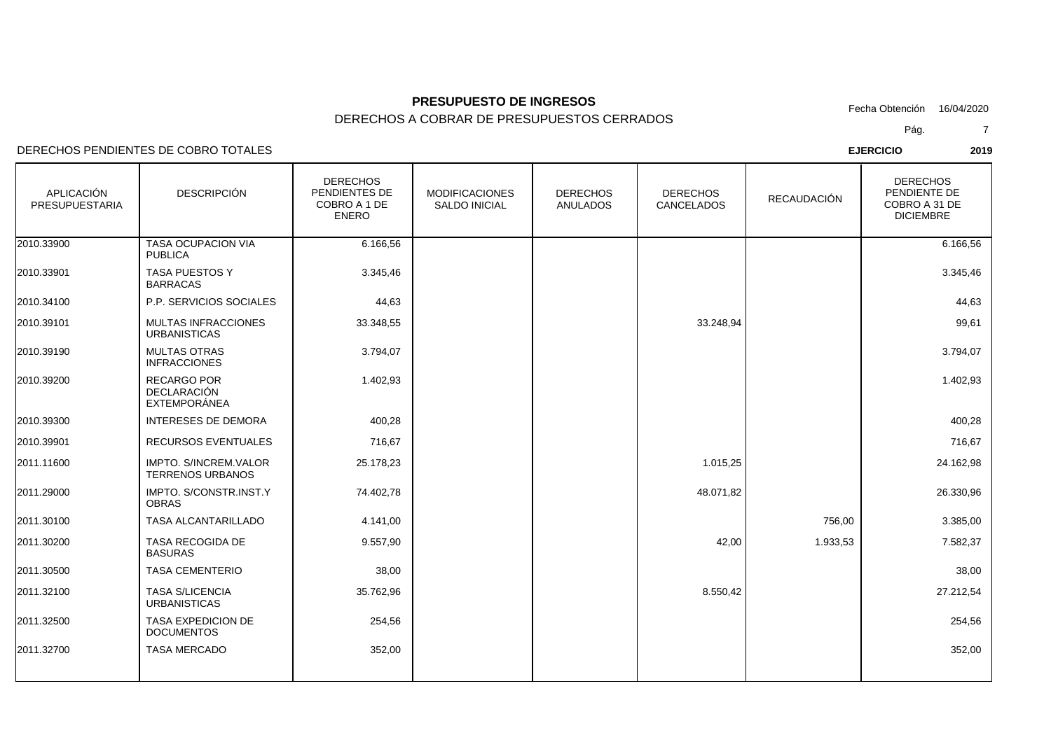# PRESUPUESTO DE INGRESOS

## DERECHOS A COBRAR DE PRESUPUESTOS CERRADOS

Fecha Obtención 16/04/2020

DERECHOS PENDIENTES DE COBRO TOTALES

**EJERCICIO** **2019**

| APLICACIÓN PRESUPUESTARIA | DESCRIPCIÓN | DERECHOS PENDIENTES DE COBRO A 1 DE ENERO | MODIFICACIONES SALDO INICIAL | DERECHOS ANULADOS | DERECHOS CANCELADOS | RECAUDACIÓN | DERECHOS PENDIENTE DE COBRO A 31 DE DICIEMBRE |
|---|---|---|---|---|---|---|---|
| 2010.33900 | TASA OCUPACION VIA PUBLICA | 6.166,56 | | | | | 6.166,56 |
| 2010.33901 | TASA PUESTOS Y BARRACAS | 3.345,46 | | | | | 3.345,46 |
| 2010.34100 | P.P. SERVICIOS SOCIALES | 44,63 | | | | | 44,63 |
| 2010.39101 | MULTAS INFRACCIONES URBANISTICAS | 33.348,55 | | | 33.248,94 | | 99,61 |
| 2010.39190 | MULTAS OTRAS INFRACCIONES | 3.794,07 | | | | | 3.794,07 |
| 2010.39200 | RECARGO POR DECLARACIÓN EXTEMPORÁNEA | 1.402,93 | | | | | 1.402,93 |
| 2010.39300 | INTERESES DE DEMORA | 400,28 | | | | | 400,28 |
| 2010.39901 | RECURSOS EVENTUALES | 716,67 | | | | | 716,67 |
| 2011.11600 | IMPTO. S/INCREM.VALOR TERRENOS URBANOS | 25.178,23 | | | 1.015,25 | | 24.162,98 |
| 2011.29000 | IMPTO. S/CONSTR.INST.Y OBRAS | 74.402,78 | | | 48.071,82 | | 26.330,96 |
| 2011.30100 | TASA ALCANTARILLADO | 4.141,00 | | | | 756,00 | 3.385,00 |
| 2011.30200 | TASA RECOGIDA DE BASURAS | 9.557,90 | | | 42,00 | 1.933,53 | 7.582,37 |
| 2011.30500 | TASA CEMENTERIO | 38,00 | | | | | 38,00 |
| 2011.32100 | TASA S/LICENCIA URBANISTICAS | 35.762,96 | | | 8.550,42 | | 27.212,54 |
| 2011.32500 | TASA EXPEDICION DE DOCUMENTOS | 254,56 | | | | | 254,56 |
| 2011.32700 | TASA MERCADO | 352,00 | | | | | 352,00 |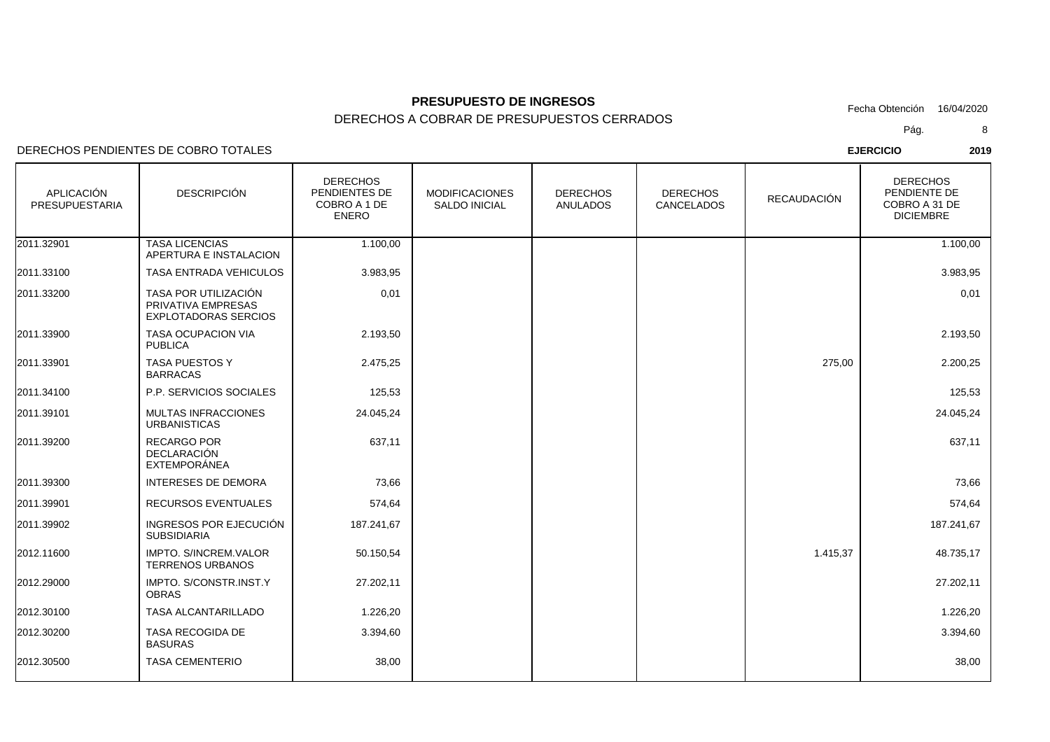# PRESUPUESTO DE INGRESOS

## DERECHOS A COBRAR DE PRESUPUESTOS CERRADOS

Fecha Obtención 16/04/2020

DERECHOS PENDIENTES DE COBRO TOTALES

**EJERCICIO** **2019**

| APLICACIÓN PRESUPUESTARIA | DESCRIPCIÓN | DERECHOS PENDIENTES DE COBRO A 1 DE ENERO | MODIFICACIONES SALDO INICIAL | DERECHOS ANULADOS | DERECHOS CANCELADOS | RECAUDACIÓN | DERECHOS PENDIENTE DE COBRO A 31 DE DICIEMBRE |
|---|---|---|---|---|---|---|---|
| 2011.32901 | TASA LICENCIAS APERTURA E INSTALACION | 1.100,00 | | | | | 1.100,00 |
| 2011.33100 | TASA ENTRADA VEHICULOS | 3.983,95 | | | | | 3.983,95 |
| 2011.33200 | TASA POR UTILIZACIÓN PRIVATIVA EMPRESAS EXPLOTADORAS SERCIOS | 0,01 | | | | | 0,01 |
| 2011.33900 | TASA OCUPACION VIA PUBLICA | 2.193,50 | | | | | 2.193,50 |
| 2011.33901 | TASA PUESTOS Y BARRACAS | 2.475,25 | | | | 275,00 | 2.200,25 |
| 2011.34100 | P.P. SERVICIOS SOCIALES | 125,53 | | | | | 125,53 |
| 2011.39101 | MULTAS INFRACCIONES URBANISTICAS | 24.045,24 | | | | | 24.045,24 |
| 2011.39200 | RECARGO POR DECLARACIÓN EXTEMPORÁNEA | 637,11 | | | | | 637,11 |
| 2011.39300 | INTERESES DE DEMORA | 73,66 | | | | | 73,66 |
| 2011.39901 | RECURSOS EVENTUALES | 574,64 | | | | | 574,64 |
| 2011.39902 | INGRESOS POR EJECUCIÓN SUBSIDIARIA | 187.241,67 | | | | | 187.241,67 |
| 2012.11600 | IMPTO. S/INCREM.VALOR TERRENOS URBANOS | 50.150,54 | | | | 1.415,37 | 48.735,17 |
| 2012.29000 | IMPTO. S/CONSTR.INST.Y OBRAS | 27.202,11 | | | | | 27.202,11 |
| 2012.30100 | TASA ALCANTARILLADO | 1.226,20 | | | | | 1.226,20 |
| 2012.30200 | TASA RECOGIDA DE BASURAS | 3.394,60 | | | | | 3.394,60 |
| 2012.30500 | TASA CEMENTERIO | 38,00 | | | | | 38,00 |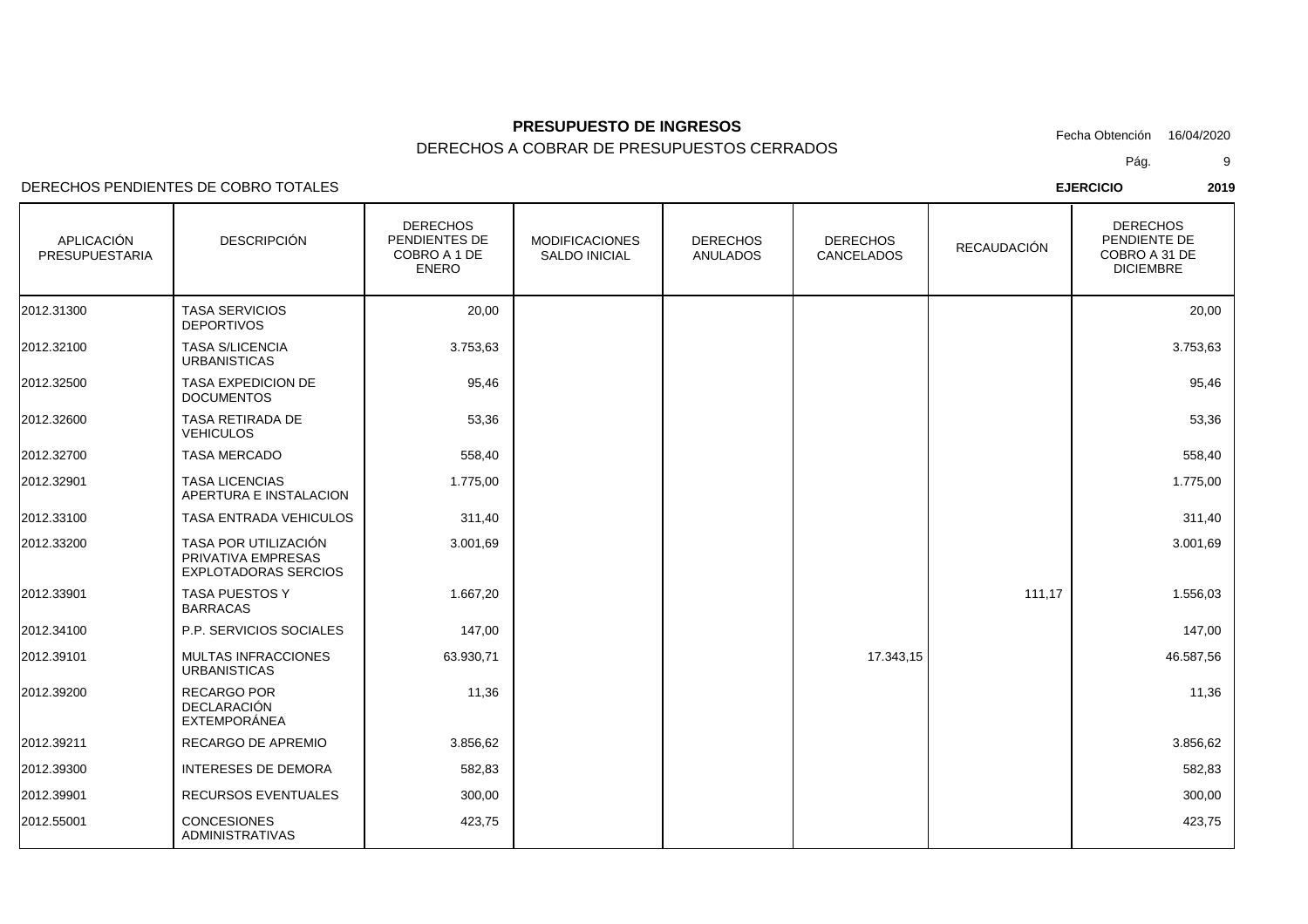**PRESUPUESTO DE INGRESOS**

DERECHOS A COBRAR DE PRESUPUESTOS CERRADOS

Fecha Obtención 16/04/2020

DERECHOS PENDIENTES DE COBRO TOTALES

**EJERCICIO** **2019**

| APLICACIÓN PRESUPUESTARIA | DESCRIPCIÓN | DERECHOS PENDIENTES DE COBRO A 1 DE ENERO | MODIFICACIONES SALDO INICIAL | DERECHOS ANULADOS | DERECHOS CANCELADOS | RECAUDACIÓN | DERECHOS PENDIENTE DE COBRO A 31 DE DICIEMBRE |
|---|---|---|---|---|---|---|---|
| 2012.31300 | TASA SERVICIOS DEPORTIVOS | 20,00 | | | | | 20,00 |
| 2012.32100 | TASA S/LICENCIA URBANISTICAS | 3.753,63 | | | | | 3.753,63 |
| 2012.32500 | TASA EXPEDICION DE DOCUMENTOS | 95,46 | | | | | 95,46 |
| 2012.32600 | TASA RETIRADA DE VEHICULOS | 53,36 | | | | | 53,36 |
| 2012.32700 | TASA MERCADO | 558,40 | | | | | 558,40 |
| 2012.32901 | TASA LICENCIAS APERTURA E INSTALACION | 1.775,00 | | | | | 1.775,00 |
| 2012.33100 | TASA ENTRADA VEHICULOS | 311,40 | | | | | 311,40 |
| 2012.33200 | TASA POR UTILIZACIÓN PRIVATIVA EMPRESAS EXPLOTADORAS SERCIOS | 3.001,69 | | | | | 3.001,69 |
| 2012.33901 | TASA PUESTOS Y BARRACAS | 1.667,20 | | | | 111,17 | 1.556,03 |
| 2012.34100 | P.P. SERVICIOS SOCIALES | 147,00 | | | | | 147,00 |
| 2012.39101 | MULTAS INFRACCIONES URBANISTICAS | 63.930,71 | | | 17.343,15 | | 46.587,56 |
| 2012.39200 | RECARGO POR DECLARACIÓN EXTEMPORÁNEA | 11,36 | | | | | 11,36 |
| 2012.39211 | RECARGO DE APREMIO | 3.856,62 | | | | | 3.856,62 |
| 2012.39300 | INTERESES DE DEMORA | 582,83 | | | | | 582,83 |
| 2012.39901 | RECURSOS EVENTUALES | 300,00 | | | | | 300,00 |
| 2012.55001 | CONCESIONES ADMINISTRATIVAS | 423,75 | | | | | 423,75 |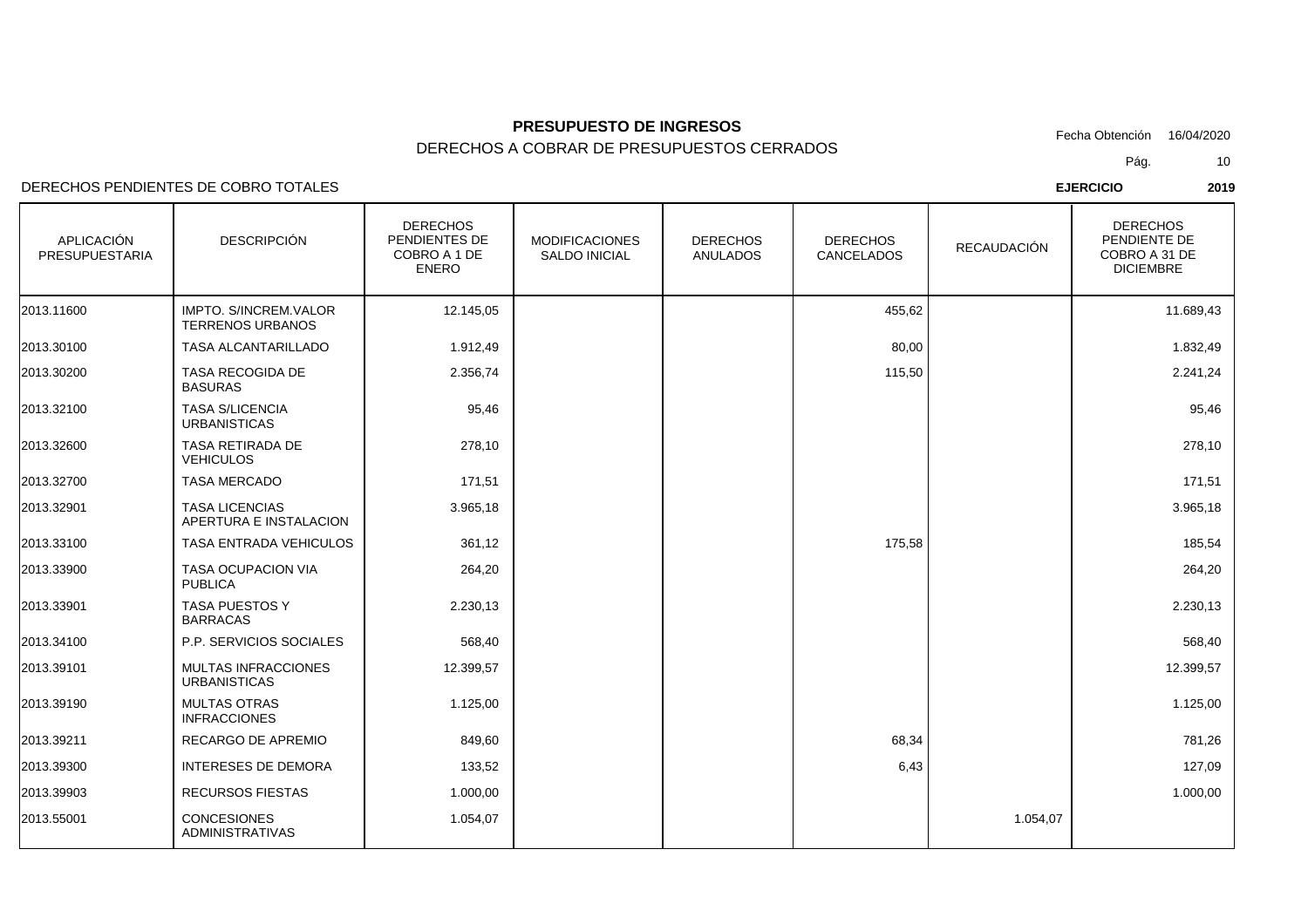**PRESUPUESTO DE INGRESOS**

DERECHOS A COBRAR DE PRESUPUESTOS CERRADOS

Fecha Obtención 16/04/2020

DERECHOS PENDIENTES DE COBRO TOTALES

**EJERCICIO** **2019**

| APLICACIÓN PRESUPUESTARIA | DESCRIPCIÓN | DERECHOS PENDIENTES DE COBRO A 1 DE ENERO | MODIFICACIONES SALDO INICIAL | DERECHOS ANULADOS | DERECHOS CANCELADOS | RECAUDACIÓN | DERECHOS PENDIENTE DE COBRO A 31 DE DICIEMBRE |
|---|---|---|---|---|---|---|---|
| 2013.11600 | IMPTO. S/INCREM.VALOR TERRENOS URBANOS | 12.145,05 | | | 455,62 | | 11.689,43 |
| 2013.30100 | TASA ALCANTARILLADO | 1.912,49 | | | 80,00 | | 1.832,49 |
| 2013.30200 | TASA RECOGIDA DE BASURAS | 2.356,74 | | | 115,50 | | 2.241,24 |
| 2013.32100 | TASA S/LICENCIA URBANISTICAS | 95,46 | | | | | 95,46 |
| 2013.32600 | TASA RETIRADA DE VEHICULOS | 278,10 | | | | | 278,10 |
| 2013.32700 | TASA MERCADO | 171,51 | | | | | 171,51 |
| 2013.32901 | TASA LICENCIAS APERTURA E INSTALACION | 3.965,18 | | | | | 3.965,18 |
| 2013.33100 | TASA ENTRADA VEHICULOS | 361,12 | | | 175,58 | | 185,54 |
| 2013.33900 | TASA OCUPACION VIA PUBLICA | 264,20 | | | | | 264,20 |
| 2013.33901 | TASA PUESTOS Y BARRACAS | 2.230,13 | | | | | 2.230,13 |
| 2013.34100 | P.P. SERVICIOS SOCIALES | 568,40 | | | | | 568,40 |
| 2013.39101 | MULTAS INFRACCIONES URBANISTICAS | 12.399,57 | | | | | 12.399,57 |
| 2013.39190 | MULTAS OTRAS INFRACCIONES | 1.125,00 | | | | | 1.125,00 |
| 2013.39211 | RECARGO DE APREMIO | 849,60 | | | 68,34 | | 781,26 |
| 2013.39300 | INTERESES DE DEMORA | 133,52 | | | 6,43 | | 127,09 |
| 2013.39903 | RECURSOS FIESTAS | 1.000,00 | | | | | 1.000,00 |
| 2013.55001 | CONCESIONES ADMINISTRATIVAS | 1.054,07 | | | | 1.054,07 | |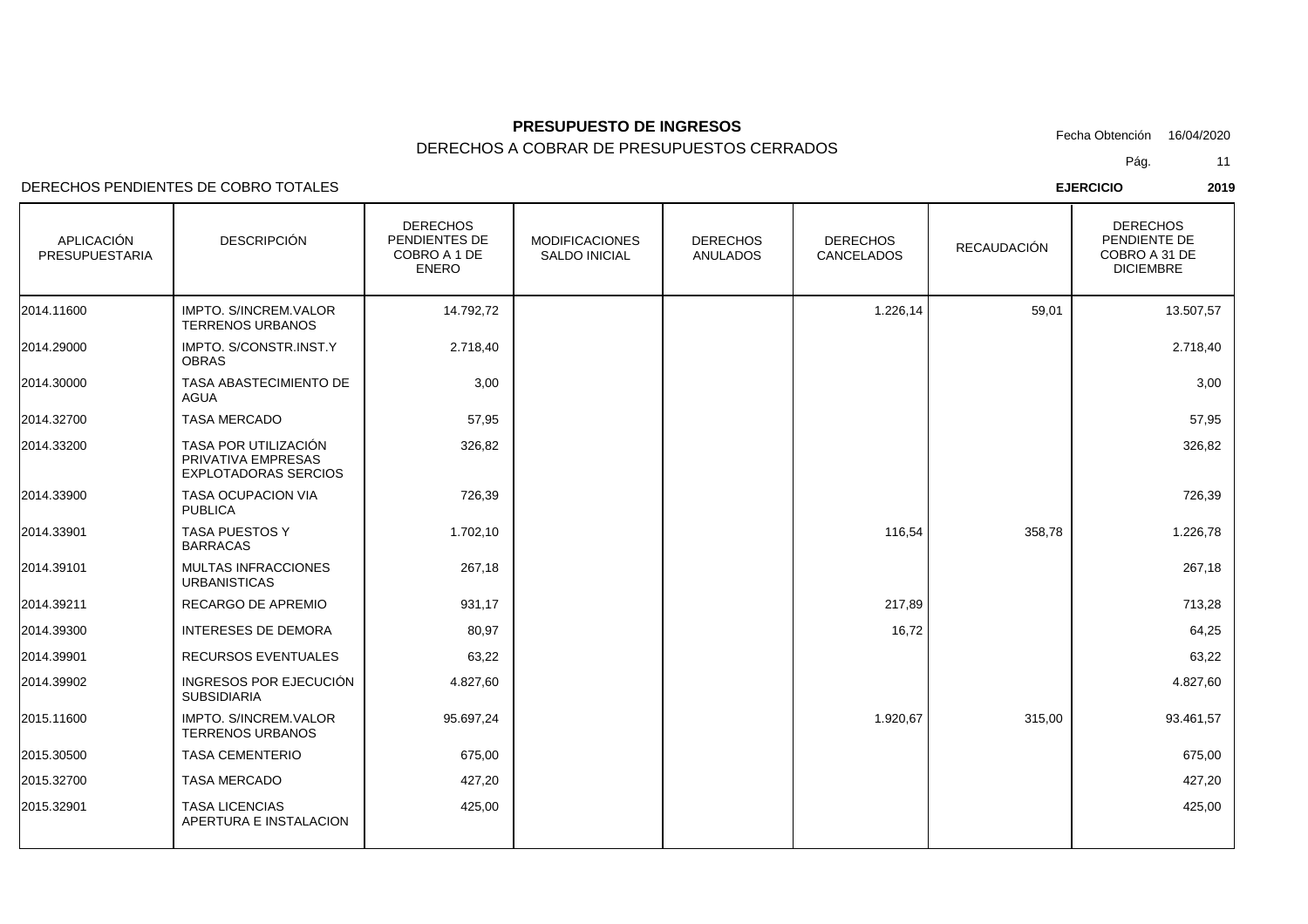# PRESUPUESTO DE INGRESOS

## DERECHOS A COBRAR DE PRESUPUESTOS CERRADOS

Fecha Obtención 16/04/2020

DERECHOS PENDIENTES DE COBRO TOTALES

**EJERCICIO** **2019**

| APLICACIÓN PRESUPUESTARIA | DESCRIPCIÓN | DERECHOS PENDIENTES DE COBRO A 1 DE ENERO | MODIFICACIONES SALDO INICIAL | DERECHOS ANULADOS | DERECHOS CANCELADOS | RECAUDACIÓN | DERECHOS PENDIENTE DE COBRO A 31 DE DICIEMBRE |
|---|---|---|---|---|---|---|---|
| 2014.11600 | IMPTO. S/INCREM.VALOR TERRENOS URBANOS | 14.792,72 | | | 1.226,14 | 59,01 | 13.507,57 |
| 2014.29000 | IMPTO. S/CONSTR.INST.Y OBRAS | 2.718,40 | | | | | 2.718,40 |
| 2014.30000 | TASA ABASTECIMIENTO DE AGUA | 3,00 | | | | | 3,00 |
| 2014.32700 | TASA MERCADO | 57,95 | | | | | 57,95 |
| 2014.33200 | TASA POR UTILIZACIÓN PRIVATIVA EMPRESAS EXPLOTADORAS SERCIOS | 326,82 | | | | | 326,82 |
| 2014.33900 | TASA OCUPACION VIA PUBLICA | 726,39 | | | | | 726,39 |
| 2014.33901 | TASA PUESTOS Y BARRACAS | 1.702,10 | | | 116,54 | 358,78 | 1.226,78 |
| 2014.39101 | MULTAS INFRACCIONES URBANISTICAS | 267,18 | | | | | 267,18 |
| 2014.39211 | RECARGO DE APREMIO | 931,17 | | | 217,89 | | 713,28 |
| 2014.39300 | INTERESES DE DEMORA | 80,97 | | | 16,72 | | 64,25 |
| 2014.39901 | RECURSOS EVENTUALES | 63,22 | | | | | 63,22 |
| 2014.39902 | INGRESOS POR EJECUCIÓN SUBSIDIARIA | 4.827,60 | | | | | 4.827,60 |
| 2015.11600 | IMPTO. S/INCREM.VALOR TERRENOS URBANOS | 95.697,24 | | | 1.920,67 | 315,00 | 93.461,57 |
| 2015.30500 | TASA CEMENTERIO | 675,00 | | | | | 675,00 |
| 2015.32700 | TASA MERCADO | 427,20 | | | | | 427,20 |
| 2015.32901 | TASA LICENCIAS APERTURA E INSTALACION | 425,00 | | | | | 425,00 |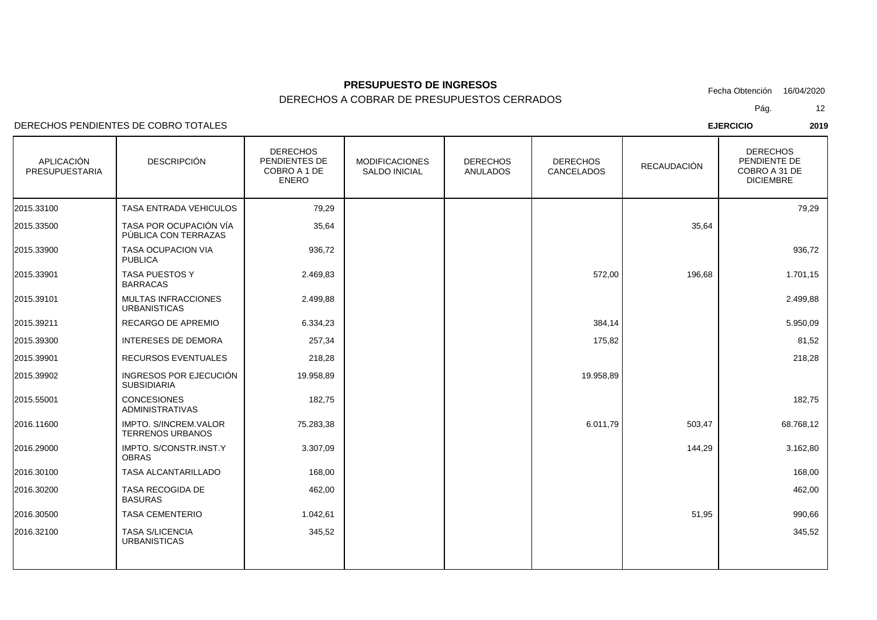**PRESUPUESTO DE INGRESOS**

DERECHOS A COBRAR DE PRESUPUESTOS CERRADOS

Fecha Obtención 16/04/2020

DERECHOS PENDIENTES DE COBRO TOTALES

**EJERCICIO** **2019**

| APLICACIÓN PRESUPUESTARIA | DESCRIPCIÓN | DERECHOS PENDIENTES DE COBRO A 1 DE ENERO | MODIFICACIONES SALDO INICIAL | DERECHOS ANULADOS | DERECHOS CANCELADOS | RECAUDACIÓN | DERECHOS PENDIENTE DE COBRO A 31 DE DICIEMBRE |
|---|---|---|---|---|---|---|---|
| 2015.33100 | TASA ENTRADA VEHICULOS | 79,29 | | | | | 79,29 |
| 2015.33500 | TASA POR OCUPACIÓN VÍA PÚBLICA CON TERRAZAS | 35,64 | | | | 35,64 | |
| 2015.33900 | TASA OCUPACION VIA PUBLICA | 936,72 | | | | | 936,72 |
| 2015.33901 | TASA PUESTOS Y BARRACAS | 2.469,83 | | | 572,00 | 196,68 | 1.701,15 |
| 2015.39101 | MULTAS INFRACCIONES URBANISTICAS | 2.499,88 | | | | | 2.499,88 |
| 2015.39211 | RECARGO DE APREMIO | 6.334,23 | | | 384,14 | | 5.950,09 |
| 2015.39300 | INTERESES DE DEMORA | 257,34 | | | 175,82 | | 81,52 |
| 2015.39901 | RECURSOS EVENTUALES | 218,28 | | | | | 218,28 |
| 2015.39902 | INGRESOS POR EJECUCIÓN SUBSIDIARIA | 19.958,89 | | | 19.958,89 | | |
| 2015.55001 | CONCESIONES ADMINISTRATIVAS | 182,75 | | | | | 182,75 |
| 2016.11600 | IMPTO. S/INCREM.VALOR TERRENOS URBANOS | 75.283,38 | | | 6.011,79 | 503,47 | 68.768,12 |
| 2016.29000 | IMPTO. S/CONSTR.INST.Y OBRAS | 3.307,09 | | | | 144,29 | 3.162,80 |
| 2016.30100 | TASA ALCANTARILLADO | 168,00 | | | | | 168,00 |
| 2016.30200 | TASA RECOGIDA DE BASURAS | 462,00 | | | | | 462,00 |
| 2016.30500 | TASA CEMENTERIO | 1.042,61 | | | | 51,95 | 990,66 |
| 2016.32100 | TASA S/LICENCIA URBANISTICAS | 345,52 | | | | | 345,52 |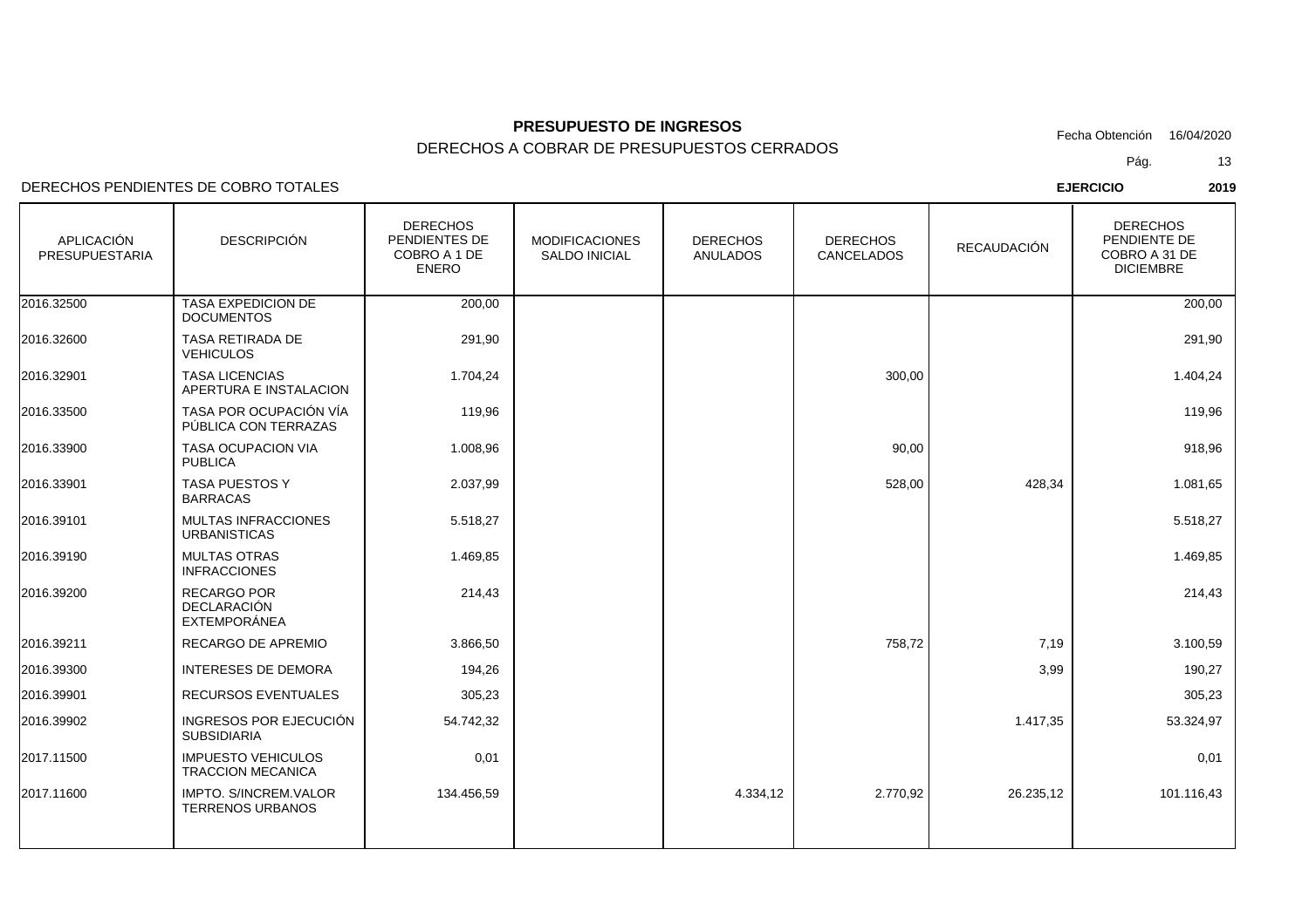# PRESUPUESTO DE INGRESOS

## DERECHOS A COBRAR DE PRESUPUESTOS CERRADOS

Fecha Obtención 16/04/2020

DERECHOS PENDIENTES DE COBRO TOTALES

**EJERCICIO** **2019**

| APLICACIÓN PRESUPUESTARIA | DESCRIPCIÓN | DERECHOS PENDIENTES DE COBRO A 1 DE ENERO | MODIFICACIONES SALDO INICIAL | DERECHOS ANULADOS | DERECHOS CANCELADOS | RECAUDACIÓN | DERECHOS PENDIENTE DE COBRO A 31 DE DICIEMBRE |
|---|---|---|---|---|---|---|---|
| 2016.32500 | TASA EXPEDICION DE DOCUMENTOS | 200,00 | | | | | 200,00 |
| 2016.32600 | TASA RETIRADA DE VEHICULOS | 291,90 | | | | | 291,90 |
| 2016.32901 | TASA LICENCIAS APERTURA E INSTALACION | 1.704,24 | | | 300,00 | | 1.404,24 |
| 2016.33500 | TASA POR OCUPACIÓN VÍA PÚBLICA CON TERRAZAS | 119,96 | | | | | 119,96 |
| 2016.33900 | TASA OCUPACION VIA PUBLICA | 1.008,96 | | | 90,00 | | 918,96 |
| 2016.33901 | TASA PUESTOS Y BARRACAS | 2.037,99 | | | 528,00 | 428,34 | 1.081,65 |
| 2016.39101 | MULTAS INFRACCIONES URBANISTICAS | 5.518,27 | | | | | 5.518,27 |
| 2016.39190 | MULTAS OTRAS INFRACCIONES | 1.469,85 | | | | | 1.469,85 |
| 2016.39200 | RECARGO POR DECLARACIÓN EXTEMPORÁNEA | 214,43 | | | | | 214,43 |
| 2016.39211 | RECARGO DE APREMIO | 3.866,50 | | | 758,72 | 7,19 | 3.100,59 |
| 2016.39300 | INTERESES DE DEMORA | 194,26 | | | | 3,99 | 190,27 |
| 2016.39901 | RECURSOS EVENTUALES | 305,23 | | | | | 305,23 |
| 2016.39902 | INGRESOS POR EJECUCIÓN SUBSIDIARIA | 54.742,32 | | | | 1.417,35 | 53.324,97 |
| 2017.11500 | IMPUESTO VEHICULOS TRACCION MECANICA | 0,01 | | | | | 0,01 |
| 2017.11600 | IMPTO. S/INCREM.VALOR TERRENOS URBANOS | 134.456,59 | | 4.334,12 | 2.770,92 | 26.235,12 | 101.116,43 |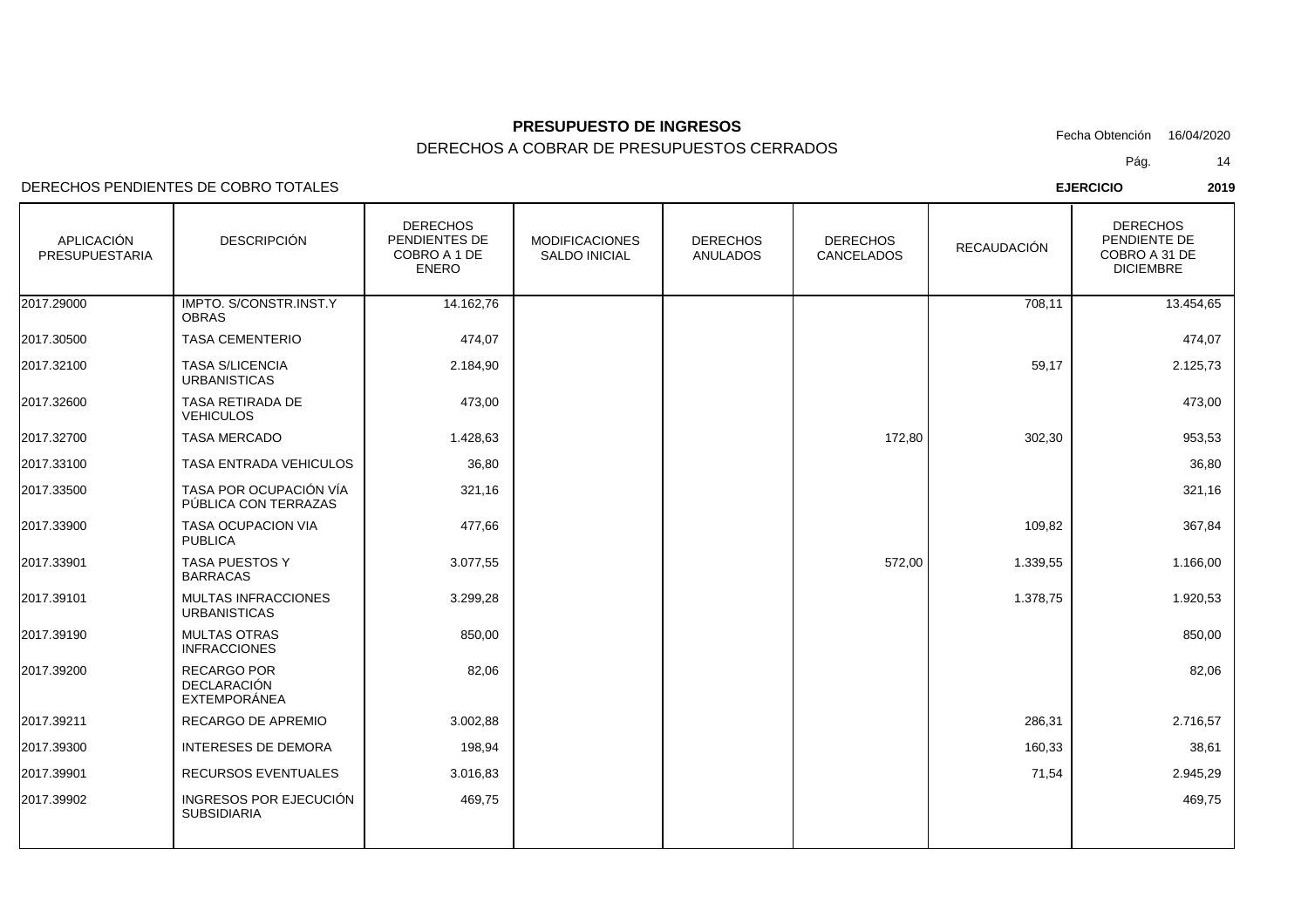**PRESUPUESTO DE INGRESOS**

DERECHOS A COBRAR DE PRESUPUESTOS CERRADOS

Fecha Obtención 16/04/2020

DERECHOS PENDIENTES DE COBRO TOTALES

**EJERCICIO** **2019**

| APLICACIÓN PRESUPUESTARIA | DESCRIPCIÓN | DERECHOS PENDIENTES DE COBRO A 1 DE ENERO | MODIFICACIONES SALDO INICIAL | DERECHOS ANULADOS | DERECHOS CANCELADOS | RECAUDACIÓN | DERECHOS PENDIENTE DE COBRO A 31 DE DICIEMBRE |
|---|---|---|---|---|---|---|---|
| 2017.29000 | IMPTO. S/CONSTR.INST.Y OBRAS | 14.162,76 | | | | 708,11 | 13.454,65 |
| 2017.30500 | TASA CEMENTERIO | 474,07 | | | | | 474,07 |
| 2017.32100 | TASA S/LICENCIA URBANISTICAS | 2.184,90 | | | | 59,17 | 2.125,73 |
| 2017.32600 | TASA RETIRADA DE VEHICULOS | 473,00 | | | | | 473,00 |
| 2017.32700 | TASA MERCADO | 1.428,63 | | | 172,80 | 302,30 | 953,53 |
| 2017.33100 | TASA ENTRADA VEHICULOS | 36,80 | | | | | 36,80 |
| 2017.33500 | TASA POR OCUPACIÓN VÍA PÚBLICA CON TERRAZAS | 321,16 | | | | | 321,16 |
| 2017.33900 | TASA OCUPACION VIA PUBLICA | 477,66 | | | | 109,82 | 367,84 |
| 2017.33901 | TASA PUESTOS Y BARRACAS | 3.077,55 | | | 572,00 | 1.339,55 | 1.166,00 |
| 2017.39101 | MULTAS INFRACCIONES URBANISTICAS | 3.299,28 | | | | 1.378,75 | 1.920,53 |
| 2017.39190 | MULTAS OTRAS INFRACCIONES | 850,00 | | | | | 850,00 |
| 2017.39200 | RECARGO POR DECLARACIÓN EXTEMPORÁNEA | 82,06 | | | | | 82,06 |
| 2017.39211 | RECARGO DE APREMIO | 3.002,88 | | | | 286,31 | 2.716,57 |
| 2017.39300 | INTERESES DE DEMORA | 198,94 | | | | 160,33 | 38,61 |
| 2017.39901 | RECURSOS EVENTUALES | 3.016,83 | | | | 71,54 | 2.945,29 |
| 2017.39902 | INGRESOS POR EJECUCIÓN SUBSIDIARIA | 469,75 | | | | | 469,75 |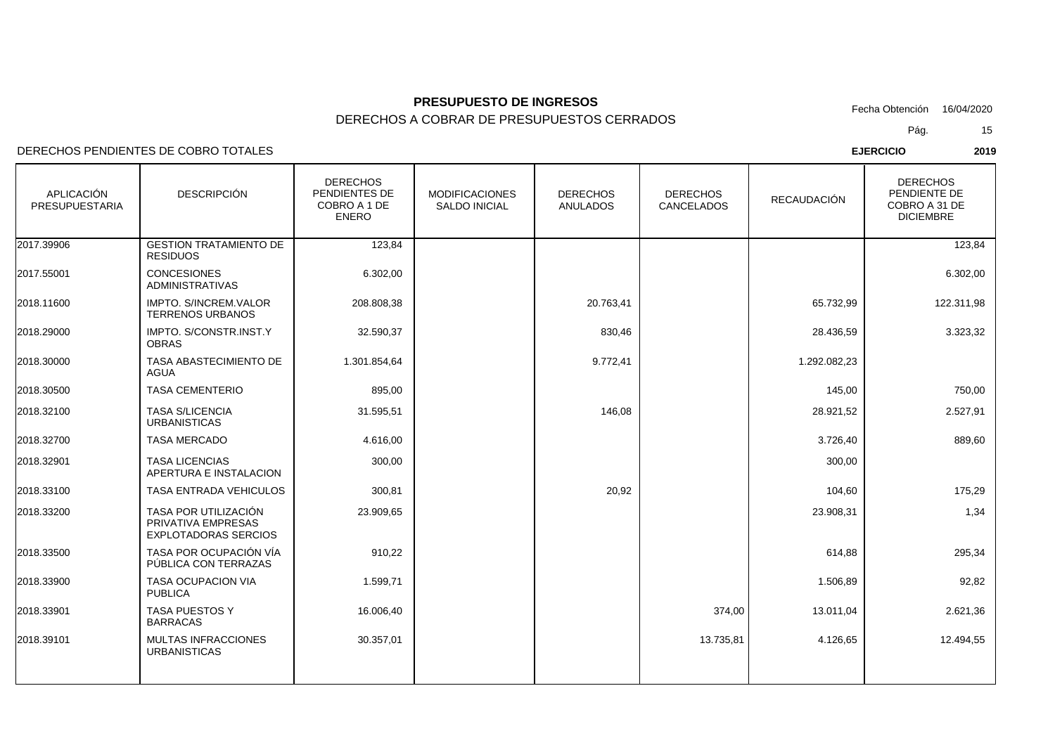**PRESUPUESTO DE INGRESOS**

DERECHOS A COBRAR DE PRESUPUESTOS CERRADOS

Fecha Obtención 16/04/2020

DERECHOS PENDIENTES DE COBRO TOTALES

**EJERCICIO** **2019**

| APLICACIÓN PRESUPUESTARIA | DESCRIPCIÓN | DERECHOS PENDIENTES DE COBRO A 1 DE ENERO | MODIFICACIONES SALDO INICIAL | DERECHOS ANULADOS | DERECHOS CANCELADOS | RECAUDACIÓN | DERECHOS PENDIENTE DE COBRO A 31 DE DICIEMBRE |
|---|---|---|---|---|---|---|---|
| 2017.39906 | GESTION TRATAMIENTO DE RESIDUOS | 123,84 | | | | | 123,84 |
| 2017.55001 | CONCESIONES ADMINISTRATIVAS | 6.302,00 | | | | | 6.302,00 |
| 2018.11600 | IMPTO. S/INCREM.VALOR TERRENOS URBANOS | 208.808,38 | | 20.763,41 | | 65.732,99 | 122.311,98 |
| 2018.29000 | IMPTO. S/CONSTR.INST.Y OBRAS | 32.590,37 | | 830,46 | | 28.436,59 | 3.323,32 |
| 2018.30000 | TASA ABASTECIMIENTO DE AGUA | 1.301.854,64 | | 9.772,41 | | 1.292.082,23 | |
| 2018.30500 | TASA CEMENTERIO | 895,00 | | | | 145,00 | 750,00 |
| 2018.32100 | TASA S/LICENCIA URBANISTICAS | 31.595,51 | | 146,08 | | 28.921,52 | 2.527,91 |
| 2018.32700 | TASA MERCADO | 4.616,00 | | | | 3.726,40 | 889,60 |
| 2018.32901 | TASA LICENCIAS APERTURA E INSTALACION | 300,00 | | | | 300,00 | |
| 2018.33100 | TASA ENTRADA VEHICULOS | 300,81 | | 20,92 | | 104,60 | 175,29 |
| 2018.33200 | TASA POR UTILIZACIÓN PRIVATIVA EMPRESAS EXPLOTADORAS SERCIOS | 23.909,65 | | | | 23.908,31 | 1,34 |
| 2018.33500 | TASA POR OCUPACIÓN VÍA PÚBLICA CON TERRAZAS | 910,22 | | | | 614,88 | 295,34 |
| 2018.33900 | TASA OCUPACION VIA PUBLICA | 1.599,71 | | | | 1.506,89 | 92,82 |
| 2018.33901 | TASA PUESTOS Y BARRACAS | 16.006,40 | | | 374,00 | 13.011,04 | 2.621,36 |
| 2018.39101 | MULTAS INFRACCIONES URBANISTICAS | 30.357,01 | | | 13.735,81 | 4.126,65 | 12.494,55 |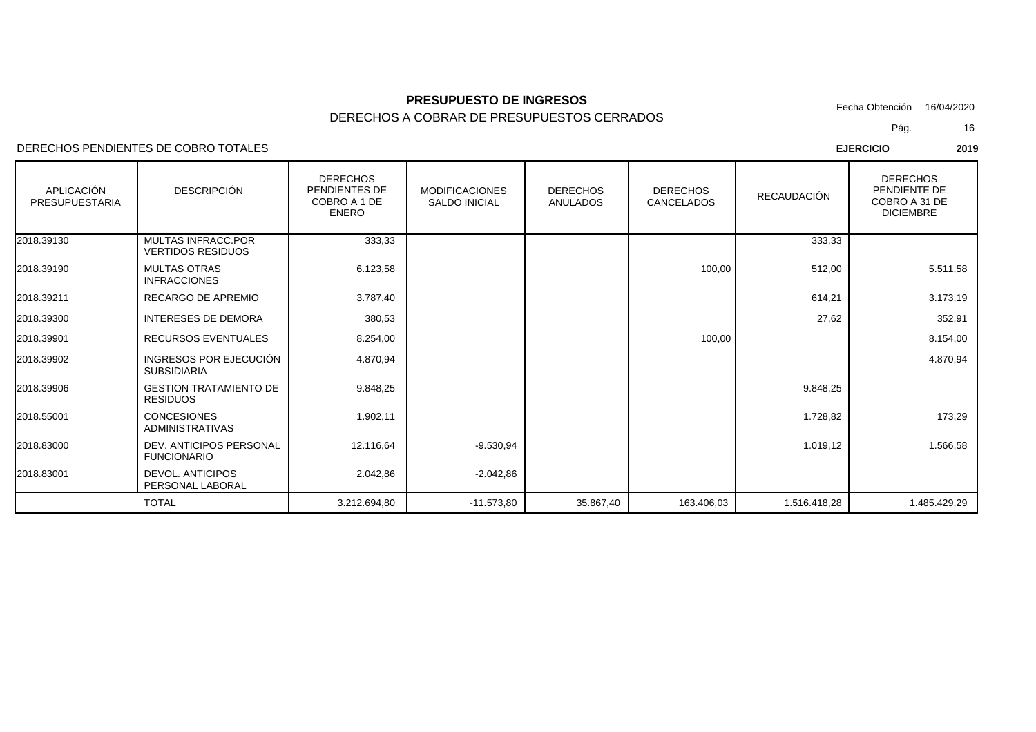# PRESUPUESTO DE INGRESOS

## DERECHOS A COBRAR DE PRESUPUESTOS CERRADOS

Fecha Obtención 16/04/2020

DERECHOS PENDIENTES DE COBRO TOTALES

**EJERCICIO** **2019**

| APLICACIÓN PRESUPUESTARIA | DESCRIPCIÓN | DERECHOS PENDIENTES DE COBRO A 1 DE ENERO | MODIFICACIONES SALDO INICIAL | DERECHOS ANULADOS | DERECHOS CANCELADOS | RECAUDACIÓN | DERECHOS PENDIENTE DE COBRO A 31 DE DICIEMBRE |
|---|---|---|---|---|---|---|---|
| 2018.39130 | MULTAS INFRACC.POR VERTIDOS RESIDUOS | 333,33 | | | | 333,33 | |
| 2018.39190 | MULTAS OTRAS INFRACCIONES | 6.123,58 | | | 100,00 | 512,00 | 5.511,58 |
| 2018.39211 | RECARGO DE APREMIO | 3.787,40 | | | | 614,21 | 3.173,19 |
| 2018.39300 | INTERESES DE DEMORA | 380,53 | | | | 27,62 | 352,91 |
| 2018.39901 | RECURSOS EVENTUALES | 8.254,00 | | | 100,00 | | 8.154,00 |
| 2018.39902 | INGRESOS POR EJECUCIÓN SUBSIDIARIA | 4.870,94 | | | | | 4.870,94 |
| 2018.39906 | GESTION TRATAMIENTO DE RESIDUOS | 9.848,25 | | | | 9.848,25 | |
| 2018.55001 | CONCESIONES ADMINISTRATIVAS | 1.902,11 | | | | 1.728,82 | 173,29 |
| 2018.83000 | DEV. ANTICIPOS PERSONAL FUNCIONARIO | 12.116,64 | -9.530,94 | | | 1.019,12 | 1.566,58 |
| 2018.83001 | DEVOL. ANTICIPOS PERSONAL LABORAL | 2.042,86 | -2.042,86 | | | | |
| | TOTAL | 3.212.694,80 | -11.573,80 | 35.867,40 | 163.406,03 | 1.516.418,28 | 1.485.429,29 |